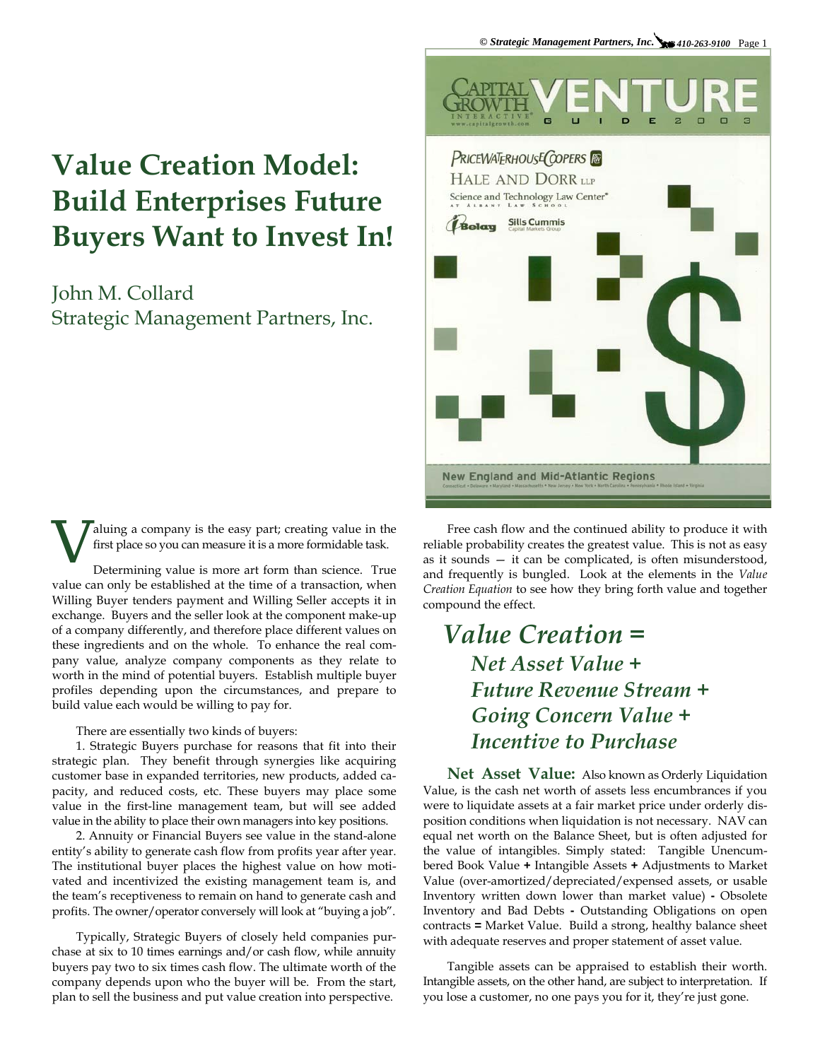# Value Creation Model: Build Enterprises Future Buyers Want to Invest In!

John M. Collard
Strategic Management Partners, Inc.

Valuing a company is the easy part; creating value in the first place so you can measure it is a more formidable task.

Determining value is more art form than science. True value can only be established at the time of a transaction, when Willing Buyer tenders payment and Willing Seller accepts it in exchange. Buyers and the seller look at the component make-up of a company differently, and therefore place different values on these ingredients and on the whole. To enhance the real company value, analyze company components as they relate to worth in the mind of potential buyers. Establish multiple buyer profiles depending upon the circumstances, and prepare to build value each would be willing to pay for.

There are essentially two kinds of buyers:

1. Strategic Buyers purchase for reasons that fit into their strategic plan. They benefit through synergies like acquiring customer base in expanded territories, new products, added capacity, and reduced costs, etc. These buyers may place some value in the first-line management team, but will see added value in the ability to place their own managers into key positions.

2. Annuity or Financial Buyers see value in the stand-alone entity's ability to generate cash flow from profits year after year. The institutional buyer places the highest value on how motivated and incentivized the existing management team is, and the team's receptiveness to remain on hand to generate cash and profits. The owner/operator conversely will look at "buying a job".

Typically, Strategic Buyers of closely held companies purchase at six to 10 times earnings and/or cash flow, while annuity buyers pay two to six times cash flow. The ultimate worth of the company depends upon who the buyer will be. From the start, plan to sell the business and put value creation into perspective.

Free cash flow and the continued ability to produce it with reliable probability creates the greatest value. This is not as easy as it sounds — it can be complicated, is often misunderstood, and frequently is bungled. Look at the elements in the *Value Creation Equation* to see how they bring forth value and together compound the effect.

## *Value Creation =*
### *Net Asset Value +*
### *Future Revenue Stream +*
### *Going Concern Value +*
### *Incentive to Purchase*

**Net Asset Value:** Also known as Orderly Liquidation Value, is the cash net worth of assets less encumbrances if you were to liquidate assets at a fair market price under orderly disposition conditions when liquidation is not necessary. NAV can equal net worth on the Balance Sheet, but is often adjusted for the value of intangibles. Simply stated: Tangible Unencumbered Book Value **+** Intangible Assets **+** Adjustments to Market Value (over-amortized/depreciated/expensed assets, or usable Inventory written down lower than market value) **-** Obsolete Inventory and Bad Debts **-** Outstanding Obligations on open contracts **=** Market Value. Build a strong, healthy balance sheet with adequate reserves and proper statement of asset value.

Tangible assets can be appraised to establish their worth. Intangible assets, on the other hand, are subject to interpretation. If you lose a customer, no one pays you for it, they're just gone.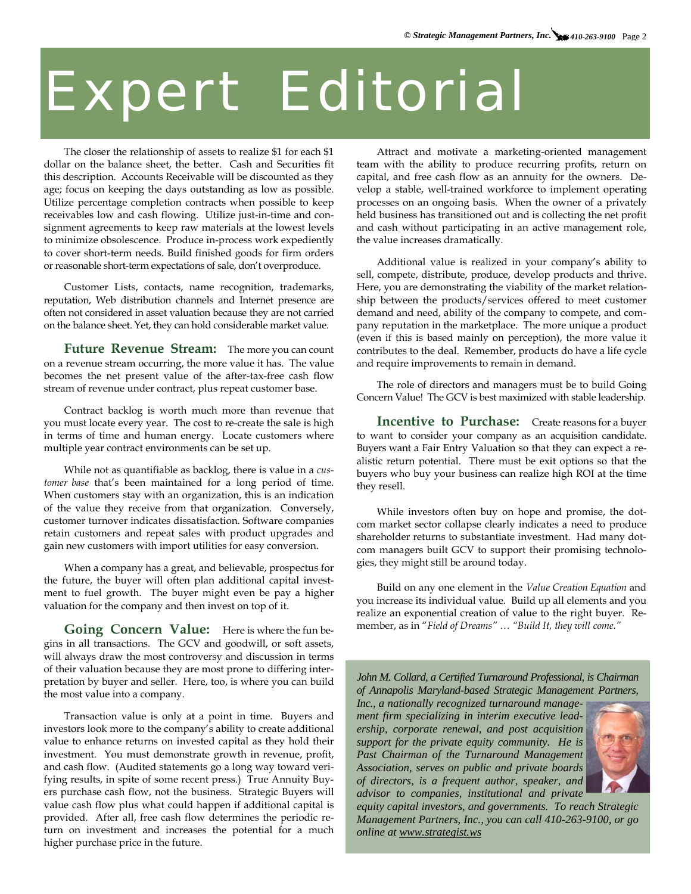# Expert Editorial

The closer the relationship of assets to realize $1 for each $1 dollar on the balance sheet, the better. Cash and Securities fit this description. Accounts Receivable will be discounted as they age; focus on keeping the days outstanding as low as possible. Utilize percentage completion contracts when possible to keep receivables low and cash flowing. Utilize just-in-time and consignment agreements to keep raw materials at the lowest levels to minimize obsolescence. Produce in-process work expediently to cover short-term needs. Build finished goods for firm orders or reasonable short-term expectations of sale, don't overproduce.

Customer Lists, contacts, name recognition, trademarks, reputation, Web distribution channels and Internet presence are often not considered in asset valuation because they are not carried on the balance sheet. Yet, they can hold considerable market value.

**Future Revenue Stream:** The more you can count on a revenue stream occurring, the more value it has. The value becomes the net present value of the after-tax-free cash flow stream of revenue under contract, plus repeat customer base.

Contract backlog is worth much more than revenue that you must locate every year. The cost to re-create the sale is high in terms of time and human energy. Locate customers where multiple year contract environments can be set up.

While not as quantifiable as backlog, there is value in a *customer base* that's been maintained for a long period of time. When customers stay with an organization, this is an indication of the value they receive from that organization. Conversely, customer turnover indicates dissatisfaction. Software companies retain customers and repeat sales with product upgrades and gain new customers with import utilities for easy conversion.

When a company has a great, and believable, prospectus for the future, the buyer will often plan additional capital investment to fuel growth. The buyer might even be pay a higher valuation for the company and then invest on top of it.

**Going Concern Value:** Here is where the fun begins in all transactions. The GCV and goodwill, or soft assets, will always draw the most controversy and discussion in terms of their valuation because they are most prone to differing interpretation by buyer and seller. Here, too, is where you can build the most value into a company.

Transaction value is only at a point in time. Buyers and investors look more to the company's ability to create additional value to enhance returns on invested capital as they hold their investment. You must demonstrate growth in revenue, profit, and cash flow. (Audited statements go a long way toward verifying results, in spite of some recent press.) True Annuity Buyers purchase cash flow, not the business. Strategic Buyers will value cash flow plus what could happen if additional capital is provided. After all, free cash flow determines the periodic return on investment and increases the potential for a much higher purchase price in the future.

Attract and motivate a marketing-oriented management team with the ability to produce recurring profits, return on capital, and free cash flow as an annuity for the owners. Develop a stable, well-trained workforce to implement operating processes on an ongoing basis. When the owner of a privately held business has transitioned out and is collecting the net profit and cash without participating in an active management role, the value increases dramatically.

Additional value is realized in your company's ability to sell, compete, distribute, produce, develop products and thrive. Here, you are demonstrating the viability of the market relationship between the products/services offered to meet customer demand and need, ability of the company to compete, and company reputation in the marketplace. The more unique a product (even if this is based mainly on perception), the more value it contributes to the deal. Remember, products do have a life cycle and require improvements to remain in demand.

The role of directors and managers must be to build Going Concern Value! The GCV is best maximized with stable leadership.

**Incentive to Purchase:** Create reasons for a buyer to want to consider your company as an acquisition candidate. Buyers want a Fair Entry Valuation so that they can expect a realistic return potential. There must be exit options so that the buyers who buy your business can realize high ROI at the time they resell.

While investors often buy on hope and promise, the dot-com market sector collapse clearly indicates a need to produce shareholder returns to substantiate investment. Had many dot-com managers built GCV to support their promising technologies, they might still be around today.

Build on any one element in the *Value Creation Equation* and you increase its individual value. Build up all elements and you realize an exponential creation of value to the right buyer. Remember, as in "*Field of Dreams" … "Build It, they will come."*

*John M. Collard, a Certified Turnaround Professional, is Chairman of Annapolis Maryland-based Strategic Management Partners, Inc., a nationally recognized turnaround management firm specializing in interim executive leadership, corporate renewal, and post acquisition support for the private equity community. He is Past Chairman of the Turnaround Management Association, serves on public and private boards of directors, is a frequent author, speaker, and advisor to companies, institutional and private equity capital investors, and governments. To reach Strategic Management Partners, Inc., you can call 410-263-9100, or go online at www.strategist.ws*